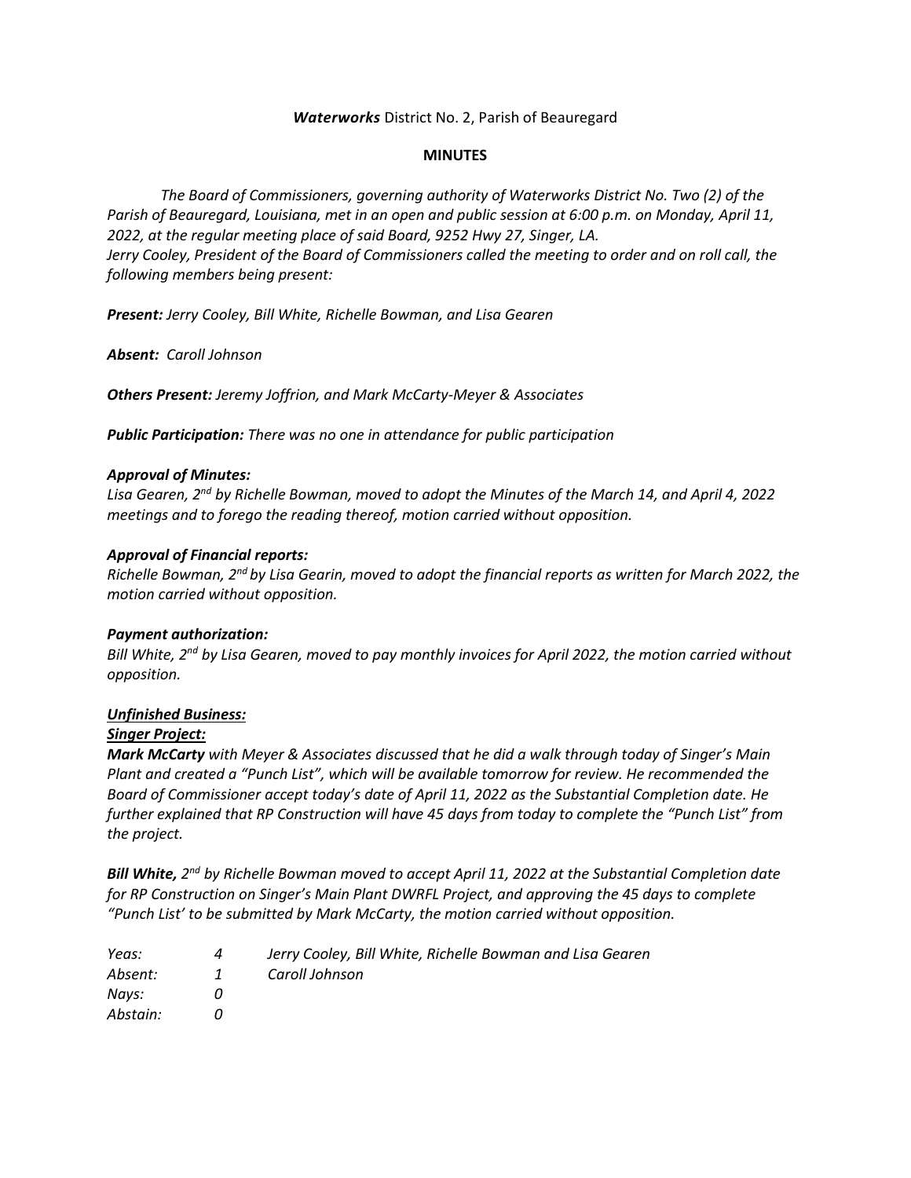***Waterworks*** District No. 2, Parish of Beauregard

**MINUTES**

*The Board of Commissioners, governing authority of Waterworks District No. Two (2) of the Parish of Beauregard, Louisiana, met in an open and public session at 6:00 p.m. on Monday, April 11, 2022, at the regular meeting place of said Board, 9252 Hwy 27, Singer, LA.*
*Jerry Cooley, President of the Board of Commissioners called the meeting to order and on roll call, the following members being present:*

***Present:*** *Jerry Cooley, Bill White, Richelle Bowman, and Lisa Gearen*

***Absent:*** *Caroll Johnson*

***Others Present:*** *Jeremy Joffrion, and Mark McCarty-Meyer & Associates*

***Public Participation:*** *There was no one in attendance for public participation*

***Approval of Minutes:***
*Lisa Gearen, 2nd by Richelle Bowman, moved to adopt the Minutes of the March 14, and April 4, 2022 meetings and to forego the reading thereof, motion carried without opposition.*

***Approval of Financial reports:***
*Richelle Bowman, 2nd by Lisa Gearin, moved to adopt the financial reports as written for March 2022, the motion carried without opposition.*

***Payment authorization:***
*Bill White, 2nd by Lisa Gearen, moved to pay monthly invoices for April 2022, the motion carried without opposition.*

***<u>Unfinished Business:</u>***

***<u>Singer Project:</u>***

***Mark McCarty*** *with Meyer & Associates discussed that he did a walk through today of Singer's Main Plant and created a "Punch List", which will be available tomorrow for review. He recommended the Board of Commissioner accept today's date of April 11, 2022 as the Substantial Completion date. He further explained that RP Construction will have 45 days from today to complete the "Punch List" from the project.*

***Bill White,*** *2nd by Richelle Bowman moved to accept April 11, 2022 at the Substantial Completion date for RP Construction on Singer's Main Plant DWRFL Project, and approving the 45 days to complete "Punch List' to be submitted by Mark McCarty, the motion carried without opposition.*

| | | |
|---|---|---|
| *Yeas:* | *4* | *Jerry Cooley, Bill White, Richelle Bowman and Lisa Gearen* |
| *Absent:* | *1* | *Caroll Johnson* |
| *Nays:* | *0* | |
| *Abstain:* | *0* | |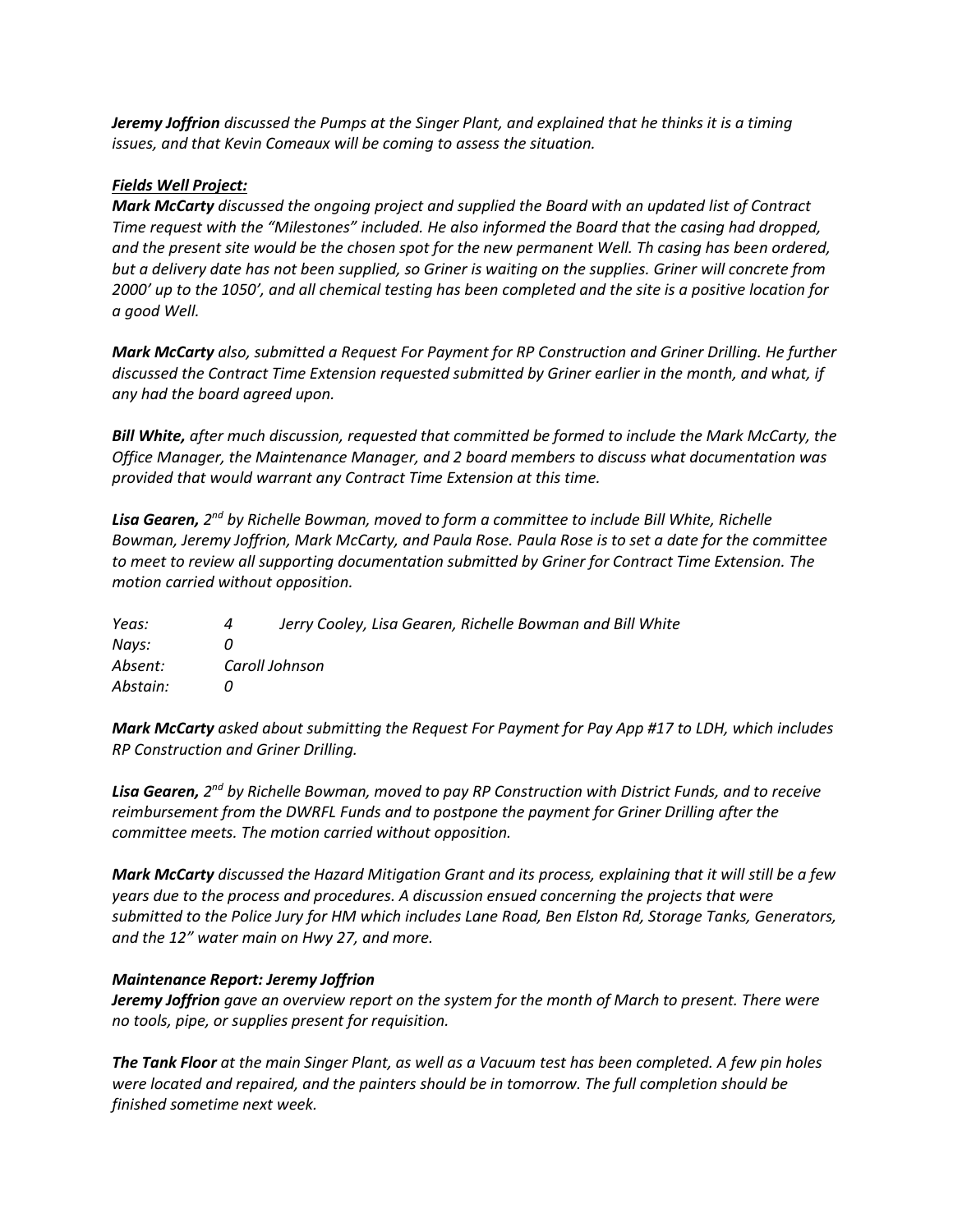*__Jeremy Joffrion__ discussed the Pumps at the Singer Plant, and explained that he thinks it is a timing issues, and that Kevin Comeaux will be coming to assess the situation.*

***__Fields Well Project:__***

*__Mark McCarty__ discussed the ongoing project and supplied the Board with an updated list of Contract Time request with the "Milestones" included. He also informed the Board that the casing had dropped, and the present site would be the chosen spot for the new permanent Well. Th casing has been ordered, but a delivery date has not been supplied, so Griner is waiting on the supplies. Griner will concrete from 2000' up to the 1050', and all chemical testing has been completed and the site is a positive location for a good Well.*

*__Mark McCarty__ also, submitted a Request For Payment for RP Construction and Griner Drilling. He further discussed the Contract Time Extension requested submitted by Griner earlier in the month, and what, if any had the board agreed upon.*

*__Bill White,__ after much discussion, requested that committed be formed to include the Mark McCarty, the Office Manager, the Maintenance Manager, and 2 board members to discuss what documentation was provided that would warrant any Contract Time Extension at this time.*

*__Lisa Gearen,__ 2nd by Richelle Bowman, moved to form a committee to include Bill White, Richelle Bowman, Jeremy Joffrion, Mark McCarty, and Paula Rose. Paula Rose is to set a date for the committee to meet to review all supporting documentation submitted by Griner for Contract Time Extension. The motion carried without opposition.*

| | | |
|---|---|---|
| *Yeas:* | *4* | *Jerry Cooley, Lisa Gearen, Richelle Bowman and Bill White* |
| *Nays:* | *0* | |
| *Absent:* | *Caroll Johnson* | |
| *Abstain:* | *0* | |

*__Mark McCarty__ asked about submitting the Request For Payment for Pay App #17 to LDH, which includes RP Construction and Griner Drilling.*

*__Lisa Gearen,__ 2nd by Richelle Bowman, moved to pay RP Construction with District Funds, and to receive reimbursement from the DWRFL Funds and to postpone the payment for Griner Drilling after the committee meets. The motion carried without opposition.*

*__Mark McCarty__ discussed the Hazard Mitigation Grant and its process, explaining that it will still be a few years due to the process and procedures. A discussion ensued concerning the projects that were submitted to the Police Jury for HM which includes Lane Road, Ben Elston Rd, Storage Tanks, Generators, and the 12" water main on Hwy 27, and more.*

***Maintenance Report: Jeremy Joffrion***

*__Jeremy Joffrion__ gave an overview report on the system for the month of March to present. There were no tools, pipe, or supplies present for requisition.*

*__The Tank Floor__ at the main Singer Plant, as well as a Vacuum test has been completed. A few pin holes were located and repaired, and the painters should be in tomorrow. The full completion should be finished sometime next week.*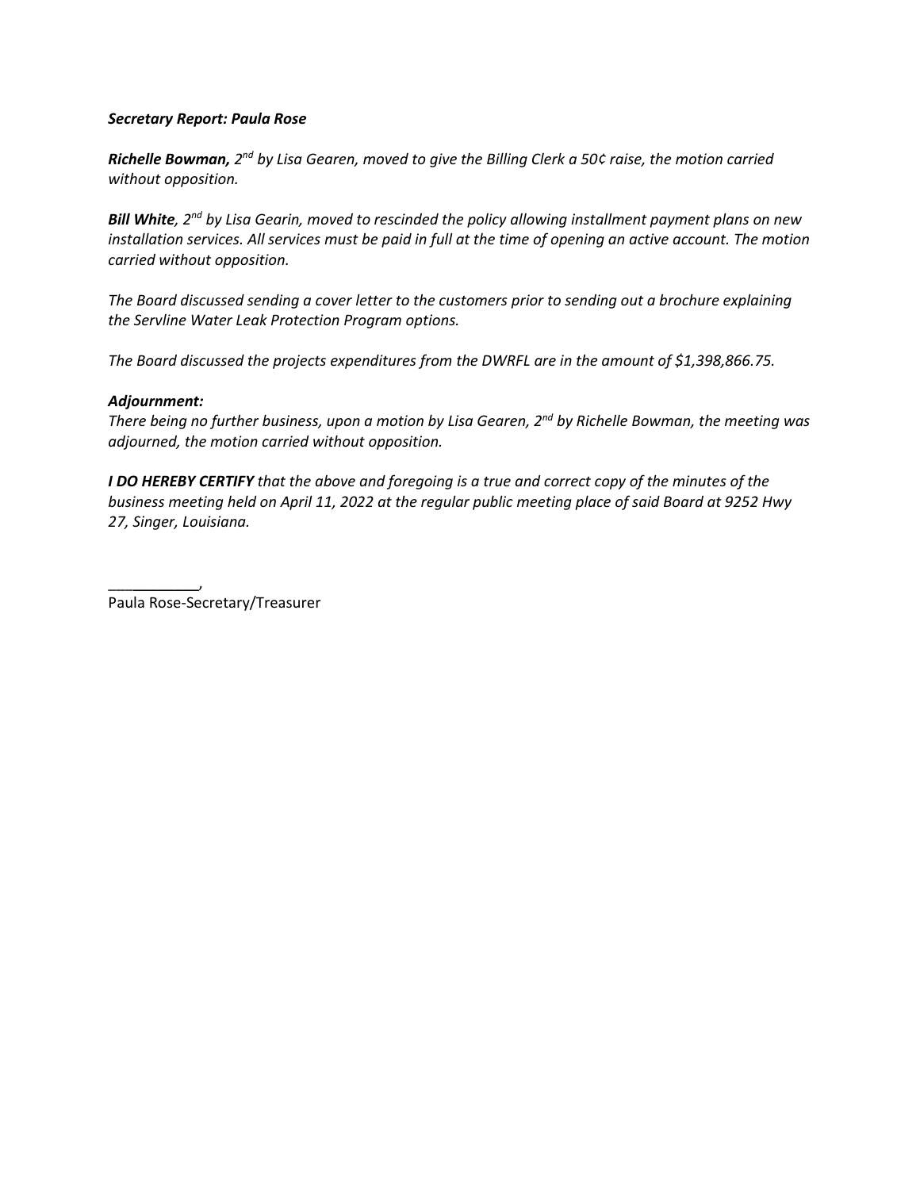***Secretary Report: Paula Rose***

***Richelle Bowman,*** *2nd by Lisa Gearen, moved to give the Billing Clerk a 50¢ raise, the motion carried without opposition.*

***Bill White****, 2nd by Lisa Gearin, moved to rescinded the policy allowing installment payment plans on new installation services. All services must be paid in full at the time of opening an active account. The motion carried without opposition.*

*The Board discussed sending a cover letter to the customers prior to sending out a brochure explaining the Servline Water Leak Protection Program options.*

*The Board discussed the projects expenditures from the DWRFL are in the amount of $1,398,866.75.*

***Adjournment:***
*There being no further business, upon a motion by Lisa Gearen, 2nd by Richelle Bowman, the meeting was adjourned, the motion carried without opposition.*

***I DO HEREBY CERTIFY*** *that the above and foregoing is a true and correct copy of the minutes of the business meeting held on April 11, 2022 at the regular public meeting place of said Board at 9252 Hwy 27, Singer, Louisiana.*

___________,
Paula Rose-Secretary/Treasurer